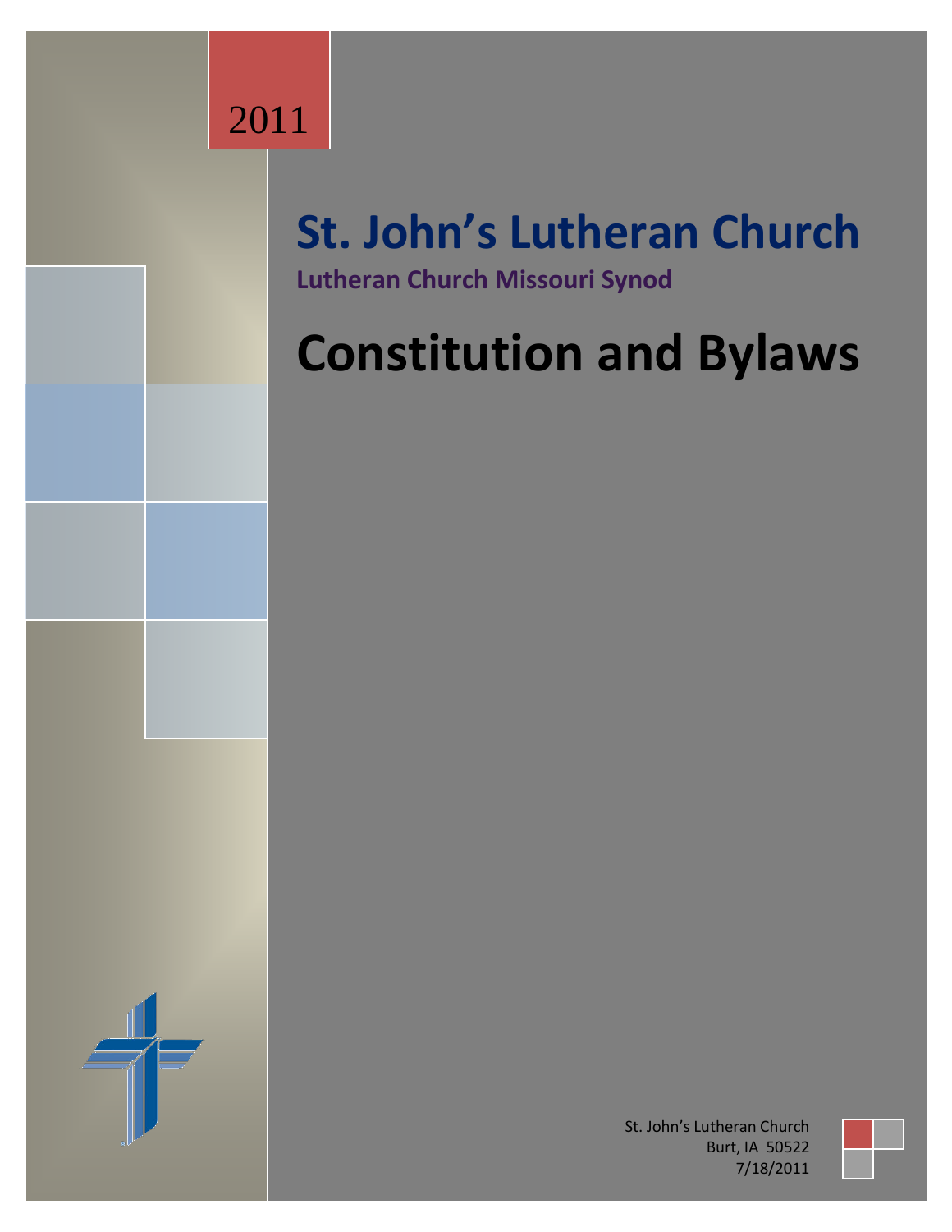2011

# St. John's Lutheran Church

**Lutheran Church Missouri Synod**

# Constitution and Bylaws

St. John's Lutheran Church
Burt, IA 50522
7/18/2011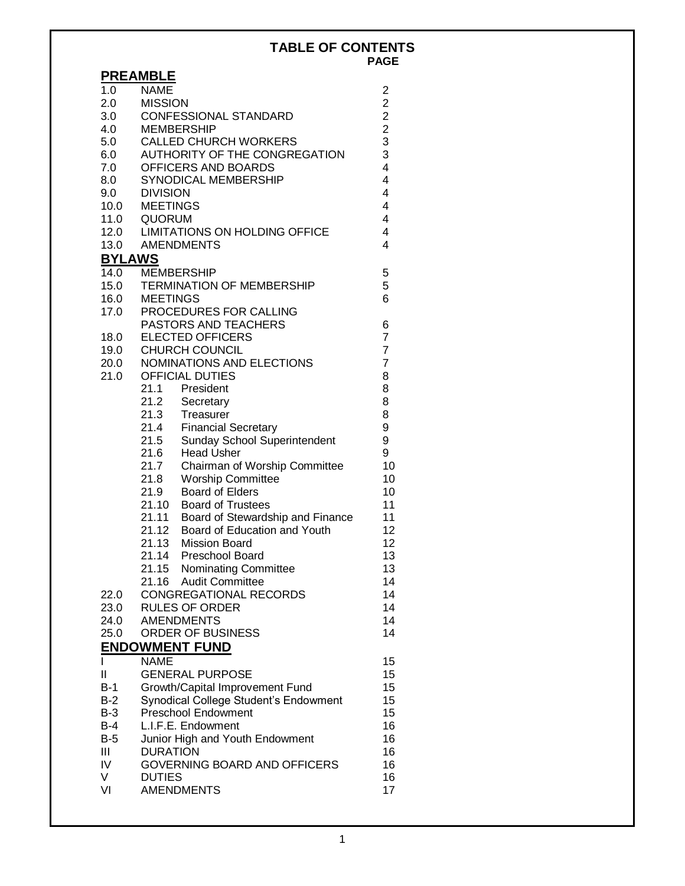# TABLE OF CONTENTS

| | | PAGE |
|---|---|---|
| **PREAMBLE** | | |
| 1.0 | NAME | 2 |
| 2.0 | MISSION | 2 |
| 3.0 | CONFESSIONAL STANDARD | 2 |
| 4.0 | MEMBERSHIP | 2 |
| 5.0 | CALLED CHURCH WORKERS | 3 |
| 6.0 | AUTHORITY OF THE CONGREGATION | 3 |
| 7.0 | OFFICERS AND BOARDS | 4 |
| 8.0 | SYNODICAL MEMBERSHIP | 4 |
| 9.0 | DIVISION | 4 |
| 10.0 | MEETINGS | 4 |
| 11.0 | QUORUM | 4 |
| 12.0 | LIMITATIONS ON HOLDING OFFICE | 4 |
| 13.0 | AMENDMENTS | 4 |
| **BYLAWS** | | |
| 14.0 | MEMBERSHIP | 5 |
| 15.0 | TERMINATION OF MEMBERSHIP | 5 |
| 16.0 | MEETINGS | 6 |
| 17.0 | PROCEDURES FOR CALLING PASTORS AND TEACHERS | 6 |
| 18.0 | ELECTED OFFICERS | 7 |
| 19.0 | CHURCH COUNCIL | 7 |
| 20.0 | NOMINATIONS AND ELECTIONS | 7 |
| 21.0 | OFFICIAL DUTIES | 8 |
| | 21.1 President | 8 |
| | 21.2 Secretary | 8 |
| | 21.3 Treasurer | 8 |
| | 21.4 Financial Secretary | 9 |
| | 21.5 Sunday School Superintendent | 9 |
| | 21.6 Head Usher | 9 |
| | 21.7 Chairman of Worship Committee | 10 |
| | 21.8 Worship Committee | 10 |
| | 21.9 Board of Elders | 10 |
| | 21.10 Board of Trustees | 11 |
| | 21.11 Board of Stewardship and Finance | 11 |
| | 21.12 Board of Education and Youth | 12 |
| | 21.13 Mission Board | 12 |
| | 21.14 Preschool Board | 13 |
| | 21.15 Nominating Committee | 13 |
| | 21.16 Audit Committee | 14 |
| 22.0 | CONGREGATIONAL RECORDS | 14 |
| 23.0 | RULES OF ORDER | 14 |
| 24.0 | AMENDMENTS | 14 |
| 25.0 | ORDER OF BUSINESS | 14 |
| **ENDOWMENT FUND** | | |
| I | NAME | 15 |
| II | GENERAL PURPOSE | 15 |
| B-1 | Growth/Capital Improvement Fund | 15 |
| B-2 | Synodical College Student's Endowment | 15 |
| B-3 | Preschool Endowment | 15 |
| B-4 | L.I.F.E. Endowment | 16 |
| B-5 | Junior High and Youth Endowment | 16 |
| III | DURATION | 16 |
| IV | GOVERNING BOARD AND OFFICERS | 16 |
| V | DUTIES | 16 |
| VI | AMENDMENTS | 17 |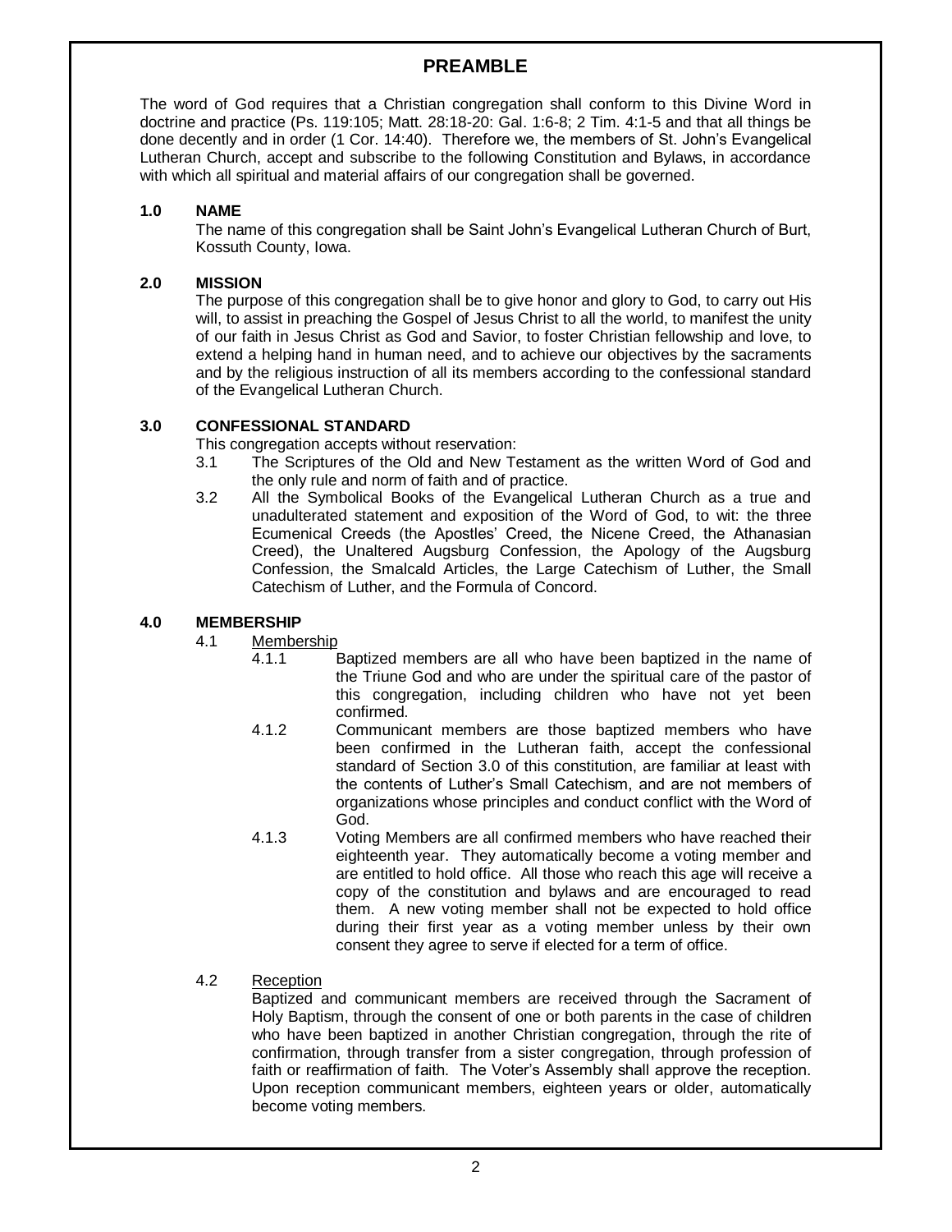# PREAMBLE

The word of God requires that a Christian congregation shall conform to this Divine Word in doctrine and practice (Ps. 119:105; Matt. 28:18-20: Gal. 1:6-8; 2 Tim. 4:1-5 and that all things be done decently and in order (1 Cor. 14:40). Therefore we, the members of St. John's Evangelical Lutheran Church, accept and subscribe to the following Constitution and Bylaws, in accordance with which all spiritual and material affairs of our congregation shall be governed.

## 1.0 NAME

The name of this congregation shall be Saint John's Evangelical Lutheran Church of Burt, Kossuth County, Iowa.

## 2.0 MISSION

The purpose of this congregation shall be to give honor and glory to God, to carry out His will, to assist in preaching the Gospel of Jesus Christ to all the world, to manifest the unity of our faith in Jesus Christ as God and Savior, to foster Christian fellowship and love, to extend a helping hand in human need, and to achieve our objectives by the sacraments and by the religious instruction of all its members according to the confessional standard of the Evangelical Lutheran Church.

## 3.0 CONFESSIONAL STANDARD

This congregation accepts without reservation:

3.1 The Scriptures of the Old and New Testament as the written Word of God and the only rule and norm of faith and of practice.

3.2 All the Symbolical Books of the Evangelical Lutheran Church as a true and unadulterated statement and exposition of the Word of God, to wit: the three Ecumenical Creeds (the Apostles' Creed, the Nicene Creed, the Athanasian Creed), the Unaltered Augsburg Confession, the Apology of the Augsburg Confession, the Smalcald Articles, the Large Catechism of Luther, the Small Catechism of Luther, and the Formula of Concord.

## 4.0 MEMBERSHIP

4.1 <u>Membership</u>

4.1.1 Baptized members are all who have been baptized in the name of the Triune God and who are under the spiritual care of the pastor of this congregation, including children who have not yet been confirmed.

4.1.2 Communicant members are those baptized members who have been confirmed in the Lutheran faith, accept the confessional standard of Section 3.0 of this constitution, are familiar at least with the contents of Luther's Small Catechism, and are not members of organizations whose principles and conduct conflict with the Word of God.

4.1.3 Voting Members are all confirmed members who have reached their eighteenth year. They automatically become a voting member and are entitled to hold office. All those who reach this age will receive a copy of the constitution and bylaws and are encouraged to read them. A new voting member shall not be expected to hold office during their first year as a voting member unless by their own consent they agree to serve if elected for a term of office.

4.2 <u>Reception</u>

Baptized and communicant members are received through the Sacrament of Holy Baptism, through the consent of one or both parents in the case of children who have been baptized in another Christian congregation, through the rite of confirmation, through transfer from a sister congregation, through profession of faith or reaffirmation of faith. The Voter's Assembly shall approve the reception. Upon reception communicant members, eighteen years or older, automatically become voting members.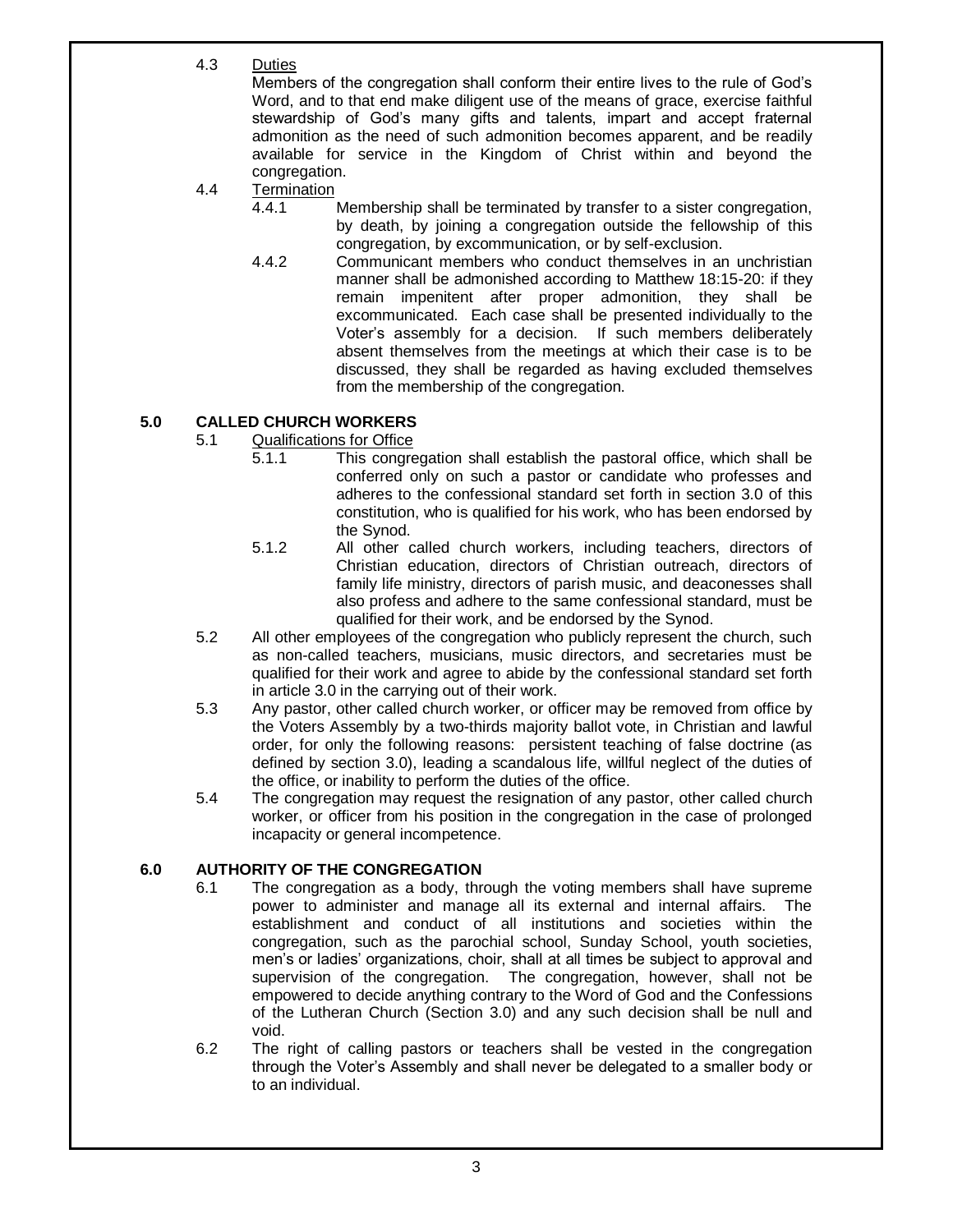4.3 Duties

Members of the congregation shall conform their entire lives to the rule of God's Word, and to that end make diligent use of the means of grace, exercise faithful stewardship of God's many gifts and talents, impart and accept fraternal admonition as the need of such admonition becomes apparent, and be readily available for service in the Kingdom of Christ within and beyond the congregation.

4.4 Termination

4.4.1 Membership shall be terminated by transfer to a sister congregation, by death, by joining a congregation outside the fellowship of this congregation, by excommunication, or by self-exclusion.

4.4.2 Communicant members who conduct themselves in an unchristian manner shall be admonished according to Matthew 18:15-20: if they remain impenitent after proper admonition, they shall be excommunicated. Each case shall be presented individually to the Voter's assembly for a decision. If such members deliberately absent themselves from the meetings at which their case is to be discussed, they shall be regarded as having excluded themselves from the membership of the congregation.

## 5.0 CALLED CHURCH WORKERS

5.1 Qualifications for Office

5.1.1 This congregation shall establish the pastoral office, which shall be conferred only on such a pastor or candidate who professes and adheres to the confessional standard set forth in section 3.0 of this constitution, who is qualified for his work, who has been endorsed by the Synod.

5.1.2 All other called church workers, including teachers, directors of Christian education, directors of Christian outreach, directors of family life ministry, directors of parish music, and deaconesses shall also profess and adhere to the same confessional standard, must be qualified for their work, and be endorsed by the Synod.

5.2 All other employees of the congregation who publicly represent the church, such as non-called teachers, musicians, music directors, and secretaries must be qualified for their work and agree to abide by the confessional standard set forth in article 3.0 in the carrying out of their work.

5.3 Any pastor, other called church worker, or officer may be removed from office by the Voters Assembly by a two-thirds majority ballot vote, in Christian and lawful order, for only the following reasons: persistent teaching of false doctrine (as defined by section 3.0), leading a scandalous life, willful neglect of the duties of the office, or inability to perform the duties of the office.

5.4 The congregation may request the resignation of any pastor, other called church worker, or officer from his position in the congregation in the case of prolonged incapacity or general incompetence.

## 6.0 AUTHORITY OF THE CONGREGATION

6.1 The congregation as a body, through the voting members shall have supreme power to administer and manage all its external and internal affairs. The establishment and conduct of all institutions and societies within the congregation, such as the parochial school, Sunday School, youth societies, men's or ladies' organizations, choir, shall at all times be subject to approval and supervision of the congregation. The congregation, however, shall not be empowered to decide anything contrary to the Word of God and the Confessions of the Lutheran Church (Section 3.0) and any such decision shall be null and void.

6.2 The right of calling pastors or teachers shall be vested in the congregation through the Voter's Assembly and shall never be delegated to a smaller body or to an individual.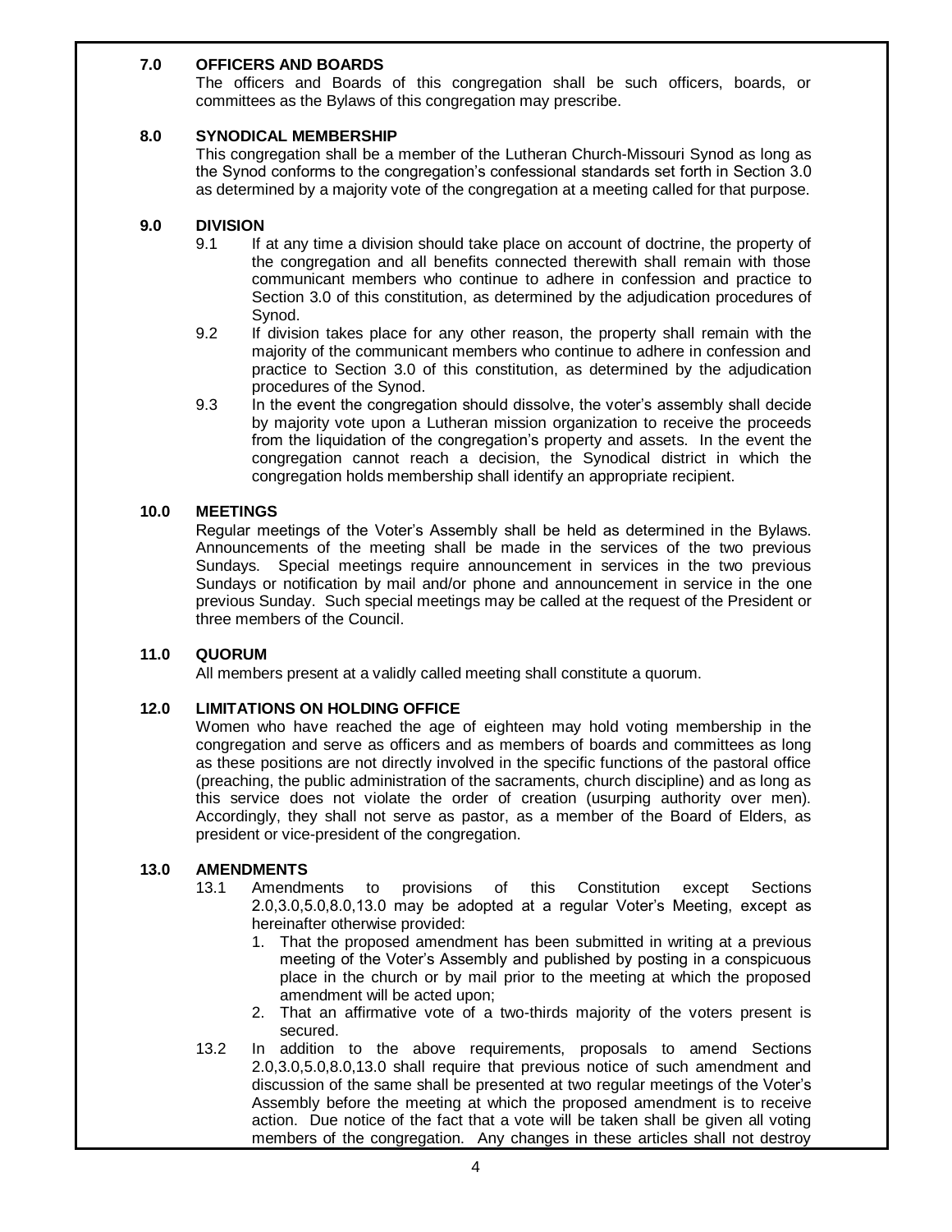## 7.0 OFFICERS AND BOARDS

The officers and Boards of this congregation shall be such officers, boards, or committees as the Bylaws of this congregation may prescribe.

## 8.0 SYNODICAL MEMBERSHIP

This congregation shall be a member of the Lutheran Church-Missouri Synod as long as the Synod conforms to the congregation's confessional standards set forth in Section 3.0 as determined by a majority vote of the congregation at a meeting called for that purpose.

## 9.0 DIVISION

9.1 If at any time a division should take place on account of doctrine, the property of the congregation and all benefits connected therewith shall remain with those communicant members who continue to adhere in confession and practice to Section 3.0 of this constitution, as determined by the adjudication procedures of Synod.

9.2 If division takes place for any other reason, the property shall remain with the majority of the communicant members who continue to adhere in confession and practice to Section 3.0 of this constitution, as determined by the adjudication procedures of the Synod.

9.3 In the event the congregation should dissolve, the voter's assembly shall decide by majority vote upon a Lutheran mission organization to receive the proceeds from the liquidation of the congregation's property and assets. In the event the congregation cannot reach a decision, the Synodical district in which the congregation holds membership shall identify an appropriate recipient.

## 10.0 MEETINGS

Regular meetings of the Voter's Assembly shall be held as determined in the Bylaws. Announcements of the meeting shall be made in the services of the two previous Sundays. Special meetings require announcement in services in the two previous Sundays or notification by mail and/or phone and announcement in service in the one previous Sunday. Such special meetings may be called at the request of the President or three members of the Council.

## 11.0 QUORUM

All members present at a validly called meeting shall constitute a quorum.

## 12.0 LIMITATIONS ON HOLDING OFFICE

Women who have reached the age of eighteen may hold voting membership in the congregation and serve as officers and as members of boards and committees as long as these positions are not directly involved in the specific functions of the pastoral office (preaching, the public administration of the sacraments, church discipline) and as long as this service does not violate the order of creation (usurping authority over men). Accordingly, they shall not serve as pastor, as a member of the Board of Elders, as president or vice-president of the congregation.

## 13.0 AMENDMENTS

13.1 Amendments to provisions of this Constitution except Sections 2.0,3.0,5.0,8.0,13.0 may be adopted at a regular Voter's Meeting, except as hereinafter otherwise provided:

1. That the proposed amendment has been submitted in writing at a previous meeting of the Voter's Assembly and published by posting in a conspicuous place in the church or by mail prior to the meeting at which the proposed amendment will be acted upon;
2. That an affirmative vote of a two-thirds majority of the voters present is secured.

13.2 In addition to the above requirements, proposals to amend Sections 2.0,3.0,5.0,8.0,13.0 shall require that previous notice of such amendment and discussion of the same shall be presented at two regular meetings of the Voter's Assembly before the meeting at which the proposed amendment is to receive action. Due notice of the fact that a vote will be taken shall be given all voting members of the congregation. Any changes in these articles shall not destroy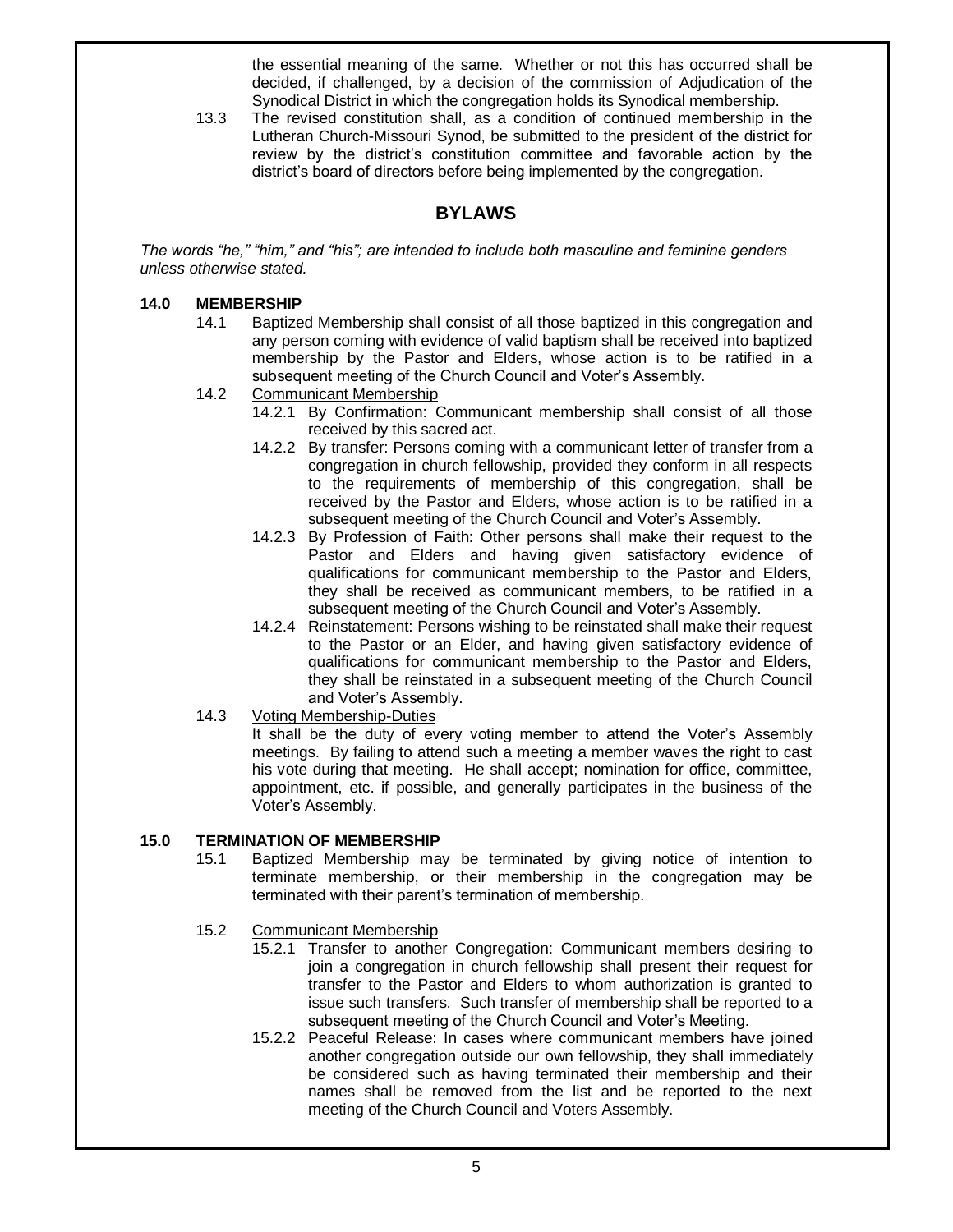the essential meaning of the same. Whether or not this has occurred shall be decided, if challenged, by a decision of the commission of Adjudication of the Synodical District in which the congregation holds its Synodical membership.

13.3 The revised constitution shall, as a condition of continued membership in the Lutheran Church-Missouri Synod, be submitted to the president of the district for review by the district's constitution committee and favorable action by the district's board of directors before being implemented by the congregation.

## BYLAWS

*The words "he," "him," and "his"; are intended to include both masculine and feminine genders unless otherwise stated.*

### 14.0 MEMBERSHIP

14.1 Baptized Membership shall consist of all those baptized in this congregation and any person coming with evidence of valid baptism shall be received into baptized membership by the Pastor and Elders, whose action is to be ratified in a subsequent meeting of the Church Council and Voter's Assembly.

14.2 <u>Communicant Membership</u>

14.2.1 By Confirmation: Communicant membership shall consist of all those received by this sacred act.

14.2.2 By transfer: Persons coming with a communicant letter of transfer from a congregation in church fellowship, provided they conform in all respects to the requirements of membership of this congregation, shall be received by the Pastor and Elders, whose action is to be ratified in a subsequent meeting of the Church Council and Voter's Assembly.

14.2.3 By Profession of Faith: Other persons shall make their request to the Pastor and Elders and having given satisfactory evidence of qualifications for communicant membership to the Pastor and Elders, they shall be received as communicant members, to be ratified in a subsequent meeting of the Church Council and Voter's Assembly.

14.2.4 Reinstatement: Persons wishing to be reinstated shall make their request to the Pastor or an Elder, and having given satisfactory evidence of qualifications for communicant membership to the Pastor and Elders, they shall be reinstated in a subsequent meeting of the Church Council and Voter's Assembly.

14.3 <u>Voting Membership-Duties</u>

It shall be the duty of every voting member to attend the Voter's Assembly meetings. By failing to attend such a meeting a member waves the right to cast his vote during that meeting. He shall accept; nomination for office, committee, appointment, etc. if possible, and generally participates in the business of the Voter's Assembly.

### 15.0 TERMINATION OF MEMBERSHIP

15.1 Baptized Membership may be terminated by giving notice of intention to terminate membership, or their membership in the congregation may be terminated with their parent's termination of membership.

15.2 <u>Communicant Membership</u>

15.2.1 Transfer to another Congregation: Communicant members desiring to join a congregation in church fellowship shall present their request for transfer to the Pastor and Elders to whom authorization is granted to issue such transfers. Such transfer of membership shall be reported to a subsequent meeting of the Church Council and Voter's Meeting.

15.2.2 Peaceful Release: In cases where communicant members have joined another congregation outside our own fellowship, they shall immediately be considered such as having terminated their membership and their names shall be removed from the list and be reported to the next meeting of the Church Council and Voters Assembly.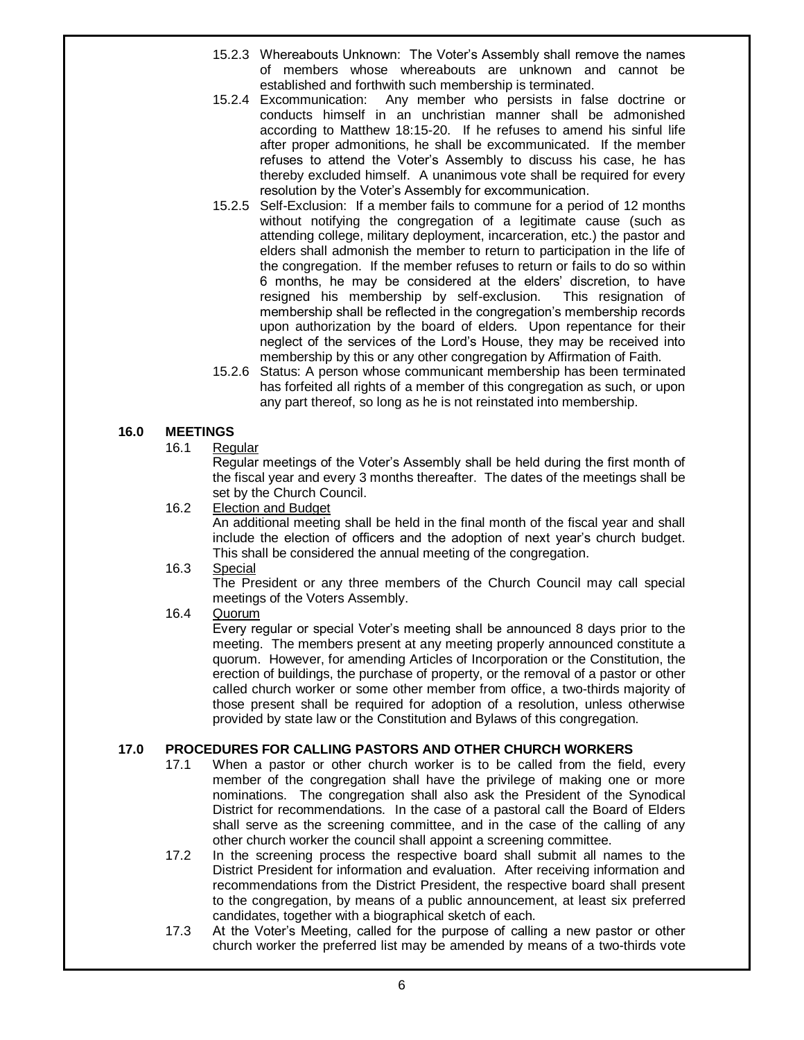15.2.3 Whereabouts Unknown: The Voter's Assembly shall remove the names of members whose whereabouts are unknown and cannot be established and forthwith such membership is terminated.

15.2.4 Excommunication: Any member who persists in false doctrine or conducts himself in an unchristian manner shall be admonished according to Matthew 18:15-20. If he refuses to amend his sinful life after proper admonitions, he shall be excommunicated. If the member refuses to attend the Voter's Assembly to discuss his case, he has thereby excluded himself. A unanimous vote shall be required for every resolution by the Voter's Assembly for excommunication.

15.2.5 Self-Exclusion: If a member fails to commune for a period of 12 months without notifying the congregation of a legitimate cause (such as attending college, military deployment, incarceration, etc.) the pastor and elders shall admonish the member to return to participation in the life of the congregation. If the member refuses to return or fails to do so within 6 months, he may be considered at the elders' discretion, to have resigned his membership by self-exclusion. This resignation of membership shall be reflected in the congregation's membership records upon authorization by the board of elders. Upon repentance for their neglect of the services of the Lord's House, they may be received into membership by this or any other congregation by Affirmation of Faith.

15.2.6 Status: A person whose communicant membership has been terminated has forfeited all rights of a member of this congregation as such, or upon any part thereof, so long as he is not reinstated into membership.

## 16.0 MEETINGS

16.1 Regular

Regular meetings of the Voter's Assembly shall be held during the first month of the fiscal year and every 3 months thereafter. The dates of the meetings shall be set by the Church Council.

16.2 Election and Budget

An additional meeting shall be held in the final month of the fiscal year and shall include the election of officers and the adoption of next year's church budget. This shall be considered the annual meeting of the congregation.

16.3 Special

The President or any three members of the Church Council may call special meetings of the Voters Assembly.

16.4 Quorum

Every regular or special Voter's meeting shall be announced 8 days prior to the meeting. The members present at any meeting properly announced constitute a quorum. However, for amending Articles of Incorporation or the Constitution, the erection of buildings, the purchase of property, or the removal of a pastor or other called church worker or some other member from office, a two-thirds majority of those present shall be required for adoption of a resolution, unless otherwise provided by state law or the Constitution and Bylaws of this congregation.

## 17.0 PROCEDURES FOR CALLING PASTORS AND OTHER CHURCH WORKERS

17.1 When a pastor or other church worker is to be called from the field, every member of the congregation shall have the privilege of making one or more nominations. The congregation shall also ask the President of the Synodical District for recommendations. In the case of a pastoral call the Board of Elders shall serve as the screening committee, and in the case of the calling of any other church worker the council shall appoint a screening committee.

17.2 In the screening process the respective board shall submit all names to the District President for information and evaluation. After receiving information and recommendations from the District President, the respective board shall present to the congregation, by means of a public announcement, at least six preferred candidates, together with a biographical sketch of each.

17.3 At the Voter's Meeting, called for the purpose of calling a new pastor or other church worker the preferred list may be amended by means of a two-thirds vote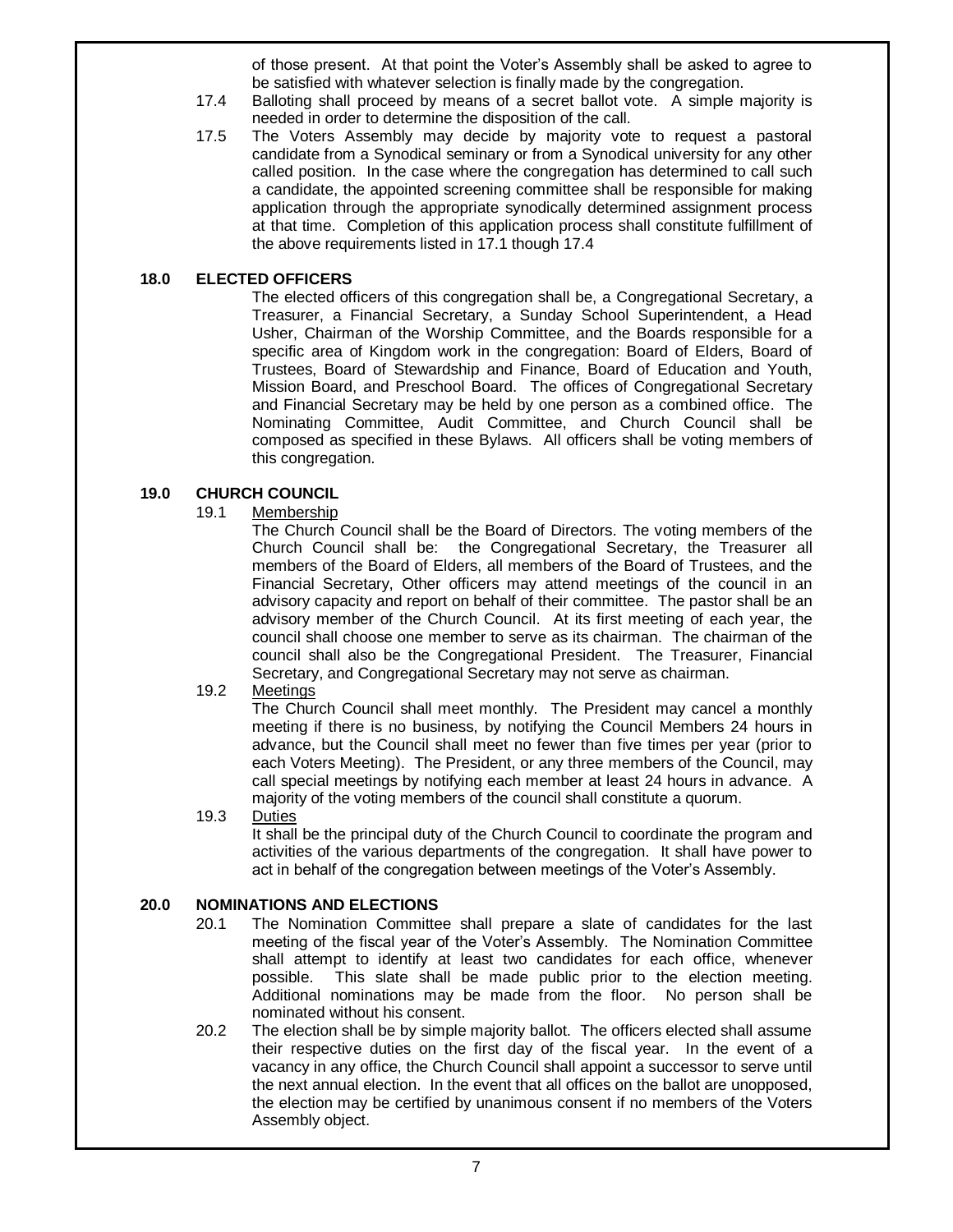of those present. At that point the Voter's Assembly shall be asked to agree to be satisfied with whatever selection is finally made by the congregation.

17.4 Balloting shall proceed by means of a secret ballot vote. A simple majority is needed in order to determine the disposition of the call.

17.5 The Voters Assembly may decide by majority vote to request a pastoral candidate from a Synodical seminary or from a Synodical university for any other called position. In the case where the congregation has determined to call such a candidate, the appointed screening committee shall be responsible for making application through the appropriate synodically determined assignment process at that time. Completion of this application process shall constitute fulfillment of the above requirements listed in 17.1 though 17.4

## 18.0 ELECTED OFFICERS

The elected officers of this congregation shall be, a Congregational Secretary, a Treasurer, a Financial Secretary, a Sunday School Superintendent, a Head Usher, Chairman of the Worship Committee, and the Boards responsible for a specific area of Kingdom work in the congregation: Board of Elders, Board of Trustees, Board of Stewardship and Finance, Board of Education and Youth, Mission Board, and Preschool Board. The offices of Congregational Secretary and Financial Secretary may be held by one person as a combined office. The Nominating Committee, Audit Committee, and Church Council shall be composed as specified in these Bylaws. All officers shall be voting members of this congregation.

## 19.0 CHURCH COUNCIL

19.1 Membership

The Church Council shall be the Board of Directors. The voting members of the Church Council shall be: the Congregational Secretary, the Treasurer all members of the Board of Elders, all members of the Board of Trustees, and the Financial Secretary, Other officers may attend meetings of the council in an advisory capacity and report on behalf of their committee. The pastor shall be an advisory member of the Church Council. At its first meeting of each year, the council shall choose one member to serve as its chairman. The chairman of the council shall also be the Congregational President. The Treasurer, Financial Secretary, and Congregational Secretary may not serve as chairman.

19.2 Meetings

The Church Council shall meet monthly. The President may cancel a monthly meeting if there is no business, by notifying the Council Members 24 hours in advance, but the Council shall meet no fewer than five times per year (prior to each Voters Meeting). The President, or any three members of the Council, may call special meetings by notifying each member at least 24 hours in advance. A majority of the voting members of the council shall constitute a quorum.

19.3 Duties

It shall be the principal duty of the Church Council to coordinate the program and activities of the various departments of the congregation. It shall have power to act in behalf of the congregation between meetings of the Voter's Assembly.

## 20.0 NOMINATIONS AND ELECTIONS

20.1 The Nomination Committee shall prepare a slate of candidates for the last meeting of the fiscal year of the Voter's Assembly. The Nomination Committee shall attempt to identify at least two candidates for each office, whenever possible. This slate shall be made public prior to the election meeting. Additional nominations may be made from the floor. No person shall be nominated without his consent.

20.2 The election shall be by simple majority ballot. The officers elected shall assume their respective duties on the first day of the fiscal year. In the event of a vacancy in any office, the Church Council shall appoint a successor to serve until the next annual election. In the event that all offices on the ballot are unopposed, the election may be certified by unanimous consent if no members of the Voters Assembly object.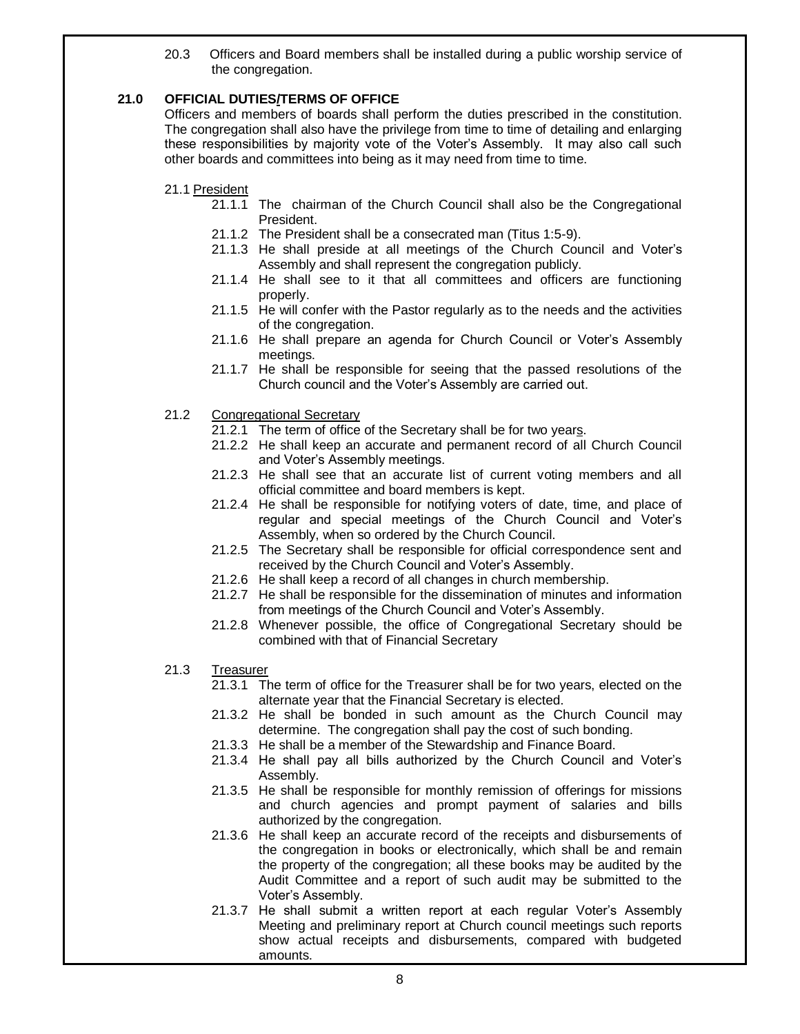20.3 Officers and Board members shall be installed during a public worship service of the congregation.

## 21.0 OFFICIAL DUTIES/TERMS OF OFFICE

Officers and members of boards shall perform the duties prescribed in the constitution. The congregation shall also have the privilege from time to time of detailing and enlarging these responsibilities by majority vote of the Voter's Assembly. It may also call such other boards and committees into being as it may need from time to time.

21.1 President

- 21.1.1 The chairman of the Church Council shall also be the Congregational President.
- 21.1.2 The President shall be a consecrated man (Titus 1:5-9).
- 21.1.3 He shall preside at all meetings of the Church Council and Voter's Assembly and shall represent the congregation publicly.
- 21.1.4 He shall see to it that all committees and officers are functioning properly.
- 21.1.5 He will confer with the Pastor regularly as to the needs and the activities of the congregation.
- 21.1.6 He shall prepare an agenda for Church Council or Voter's Assembly meetings.
- 21.1.7 He shall be responsible for seeing that the passed resolutions of the Church council and the Voter's Assembly are carried out.

21.2 Congregational Secretary

- 21.2.1 The term of office of the Secretary shall be for two years.
- 21.2.2 He shall keep an accurate and permanent record of all Church Council and Voter's Assembly meetings.
- 21.2.3 He shall see that an accurate list of current voting members and all official committee and board members is kept.
- 21.2.4 He shall be responsible for notifying voters of date, time, and place of regular and special meetings of the Church Council and Voter's Assembly, when so ordered by the Church Council.
- 21.2.5 The Secretary shall be responsible for official correspondence sent and received by the Church Council and Voter's Assembly.
- 21.2.6 He shall keep a record of all changes in church membership.
- 21.2.7 He shall be responsible for the dissemination of minutes and information from meetings of the Church Council and Voter's Assembly.
- 21.2.8 Whenever possible, the office of Congregational Secretary should be combined with that of Financial Secretary

21.3 Treasurer

- 21.3.1 The term of office for the Treasurer shall be for two years, elected on the alternate year that the Financial Secretary is elected.
- 21.3.2 He shall be bonded in such amount as the Church Council may determine. The congregation shall pay the cost of such bonding.
- 21.3.3 He shall be a member of the Stewardship and Finance Board.
- 21.3.4 He shall pay all bills authorized by the Church Council and Voter's Assembly.
- 21.3.5 He shall be responsible for monthly remission of offerings for missions and church agencies and prompt payment of salaries and bills authorized by the congregation.
- 21.3.6 He shall keep an accurate record of the receipts and disbursements of the congregation in books or electronically, which shall be and remain the property of the congregation; all these books may be audited by the Audit Committee and a report of such audit may be submitted to the Voter's Assembly.
- 21.3.7 He shall submit a written report at each regular Voter's Assembly Meeting and preliminary report at Church council meetings such reports show actual receipts and disbursements, compared with budgeted amounts.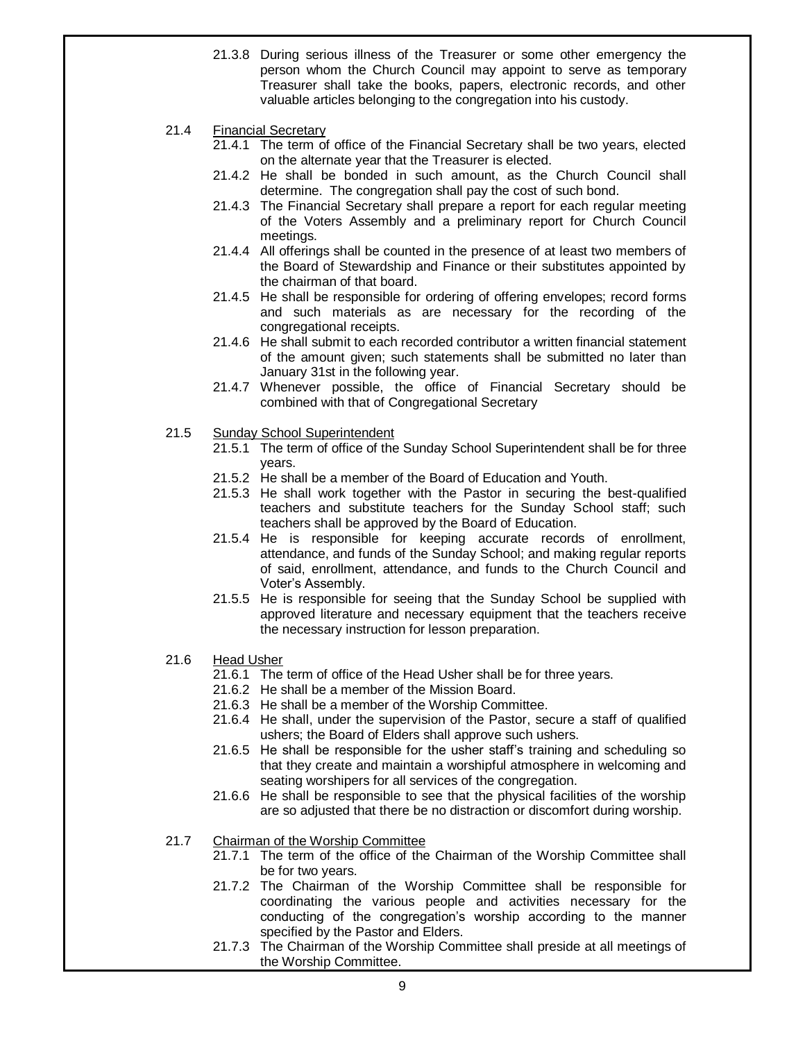21.3.8 During serious illness of the Treasurer or some other emergency the person whom the Church Council may appoint to serve as temporary Treasurer shall take the books, papers, electronic records, and other valuable articles belonging to the congregation into his custody.

21.4 <u>Financial Secretary</u>

21.4.1 The term of office of the Financial Secretary shall be two years, elected on the alternate year that the Treasurer is elected.

21.4.2 He shall be bonded in such amount, as the Church Council shall determine. The congregation shall pay the cost of such bond.

21.4.3 The Financial Secretary shall prepare a report for each regular meeting of the Voters Assembly and a preliminary report for Church Council meetings.

21.4.4 All offerings shall be counted in the presence of at least two members of the Board of Stewardship and Finance or their substitutes appointed by the chairman of that board.

21.4.5 He shall be responsible for ordering of offering envelopes; record forms and such materials as are necessary for the recording of the congregational receipts.

21.4.6 He shall submit to each recorded contributor a written financial statement of the amount given; such statements shall be submitted no later than January 31st in the following year.

21.4.7 Whenever possible, the office of Financial Secretary should be combined with that of Congregational Secretary

21.5 <u>Sunday School Superintendent</u>

21.5.1 The term of office of the Sunday School Superintendent shall be for three years.

21.5.2 He shall be a member of the Board of Education and Youth.

21.5.3 He shall work together with the Pastor in securing the best-qualified teachers and substitute teachers for the Sunday School staff; such teachers shall be approved by the Board of Education.

21.5.4 He is responsible for keeping accurate records of enrollment, attendance, and funds of the Sunday School; and making regular reports of said, enrollment, attendance, and funds to the Church Council and Voter's Assembly.

21.5.5 He is responsible for seeing that the Sunday School be supplied with approved literature and necessary equipment that the teachers receive the necessary instruction for lesson preparation.

21.6 <u>Head Usher</u>

21.6.1 The term of office of the Head Usher shall be for three years.

21.6.2 He shall be a member of the Mission Board.

21.6.3 He shall be a member of the Worship Committee.

21.6.4 He shall, under the supervision of the Pastor, secure a staff of qualified ushers; the Board of Elders shall approve such ushers.

21.6.5 He shall be responsible for the usher staff's training and scheduling so that they create and maintain a worshipful atmosphere in welcoming and seating worshipers for all services of the congregation.

21.6.6 He shall be responsible to see that the physical facilities of the worship are so adjusted that there be no distraction or discomfort during worship.

21.7 <u>Chairman of the Worship Committee</u>

21.7.1 The term of the office of the Chairman of the Worship Committee shall be for two years.

21.7.2 The Chairman of the Worship Committee shall be responsible for coordinating the various people and activities necessary for the conducting of the congregation's worship according to the manner specified by the Pastor and Elders.

21.7.3 The Chairman of the Worship Committee shall preside at all meetings of the Worship Committee.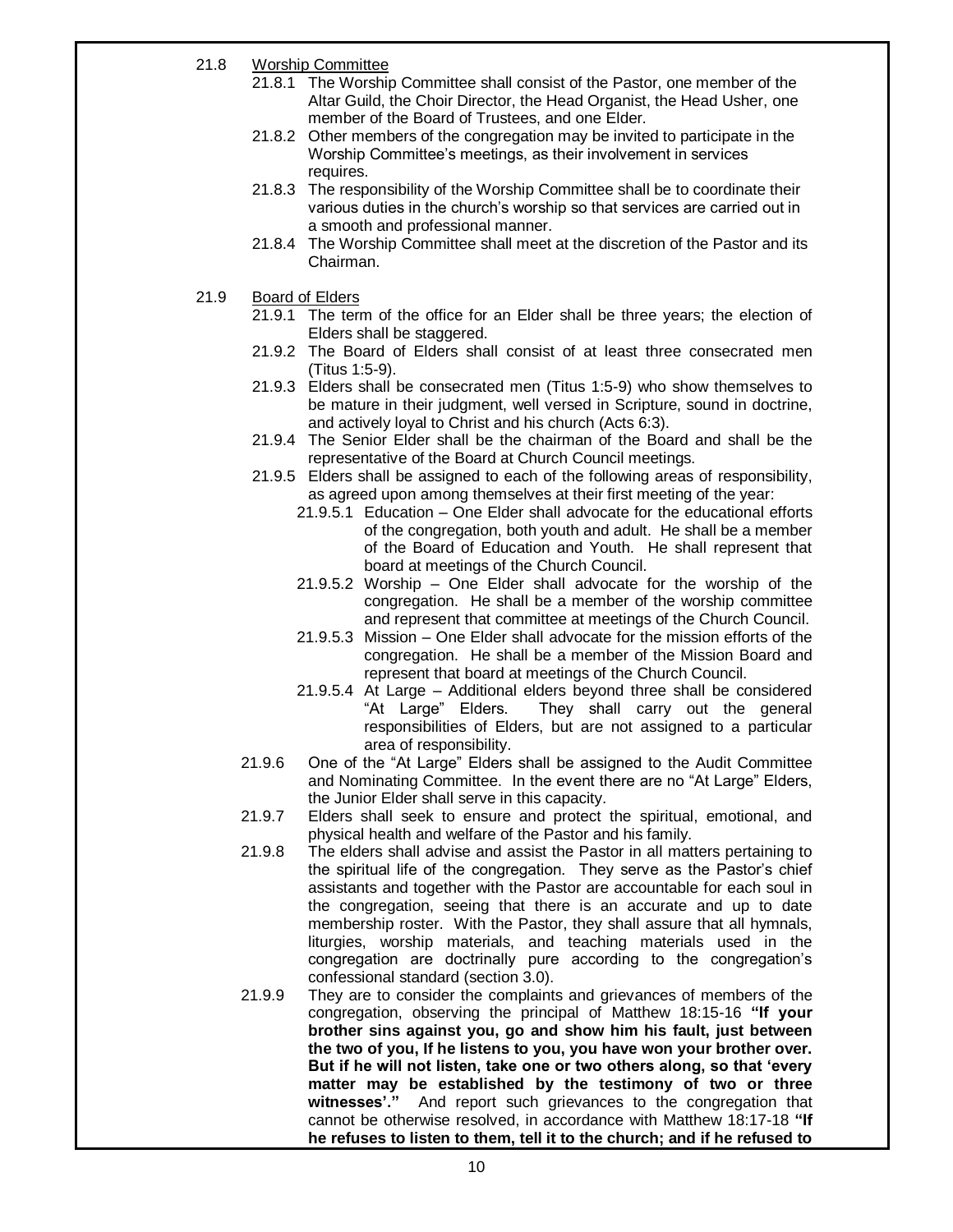21.8 <u>Worship Committee</u>

21.8.1 The Worship Committee shall consist of the Pastor, one member of the Altar Guild, the Choir Director, the Head Organist, the Head Usher, one member of the Board of Trustees, and one Elder.

21.8.2 Other members of the congregation may be invited to participate in the Worship Committee's meetings, as their involvement in services requires.

21.8.3 The responsibility of the Worship Committee shall be to coordinate their various duties in the church's worship so that services are carried out in a smooth and professional manner.

21.8.4 The Worship Committee shall meet at the discretion of the Pastor and its Chairman.

21.9 <u>Board of Elders</u>

21.9.1 The term of the office for an Elder shall be three years; the election of Elders shall be staggered.

21.9.2 The Board of Elders shall consist of at least three consecrated men (Titus 1:5-9).

21.9.3 Elders shall be consecrated men (Titus 1:5-9) who show themselves to be mature in their judgment, well versed in Scripture, sound in doctrine, and actively loyal to Christ and his church (Acts 6:3).

21.9.4 The Senior Elder shall be the chairman of the Board and shall be the representative of the Board at Church Council meetings.

21.9.5 Elders shall be assigned to each of the following areas of responsibility, as agreed upon among themselves at their first meeting of the year:

21.9.5.1 Education – One Elder shall advocate for the educational efforts of the congregation, both youth and adult. He shall be a member of the Board of Education and Youth. He shall represent that board at meetings of the Church Council.

21.9.5.2 Worship – One Elder shall advocate for the worship of the congregation. He shall be a member of the worship committee and represent that committee at meetings of the Church Council.

21.9.5.3 Mission – One Elder shall advocate for the mission efforts of the congregation. He shall be a member of the Mission Board and represent that board at meetings of the Church Council.

21.9.5.4 At Large – Additional elders beyond three shall be considered "At Large" Elders. They shall carry out the general responsibilities of Elders, but are not assigned to a particular area of responsibility.

21.9.6 One of the "At Large" Elders shall be assigned to the Audit Committee and Nominating Committee. In the event there are no "At Large" Elders, the Junior Elder shall serve in this capacity.

21.9.7 Elders shall seek to ensure and protect the spiritual, emotional, and physical health and welfare of the Pastor and his family.

21.9.8 The elders shall advise and assist the Pastor in all matters pertaining to the spiritual life of the congregation. They serve as the Pastor's chief assistants and together with the Pastor are accountable for each soul in the congregation, seeing that there is an accurate and up to date membership roster. With the Pastor, they shall assure that all hymnals, liturgies, worship materials, and teaching materials used in the congregation are doctrinally pure according to the congregation's confessional standard (section 3.0).

21.9.9 They are to consider the complaints and grievances of members of the congregation, observing the principal of Matthew 18:15-16 **"If your brother sins against you, go and show him his fault, just between the two of you, If he listens to you, you have won your brother over. But if he will not listen, take one or two others along, so that 'every matter may be established by the testimony of two or three witnesses'."** And report such grievances to the congregation that cannot be otherwise resolved, in accordance with Matthew 18:17-18 **"If he refuses to listen to them, tell it to the church; and if he refused to**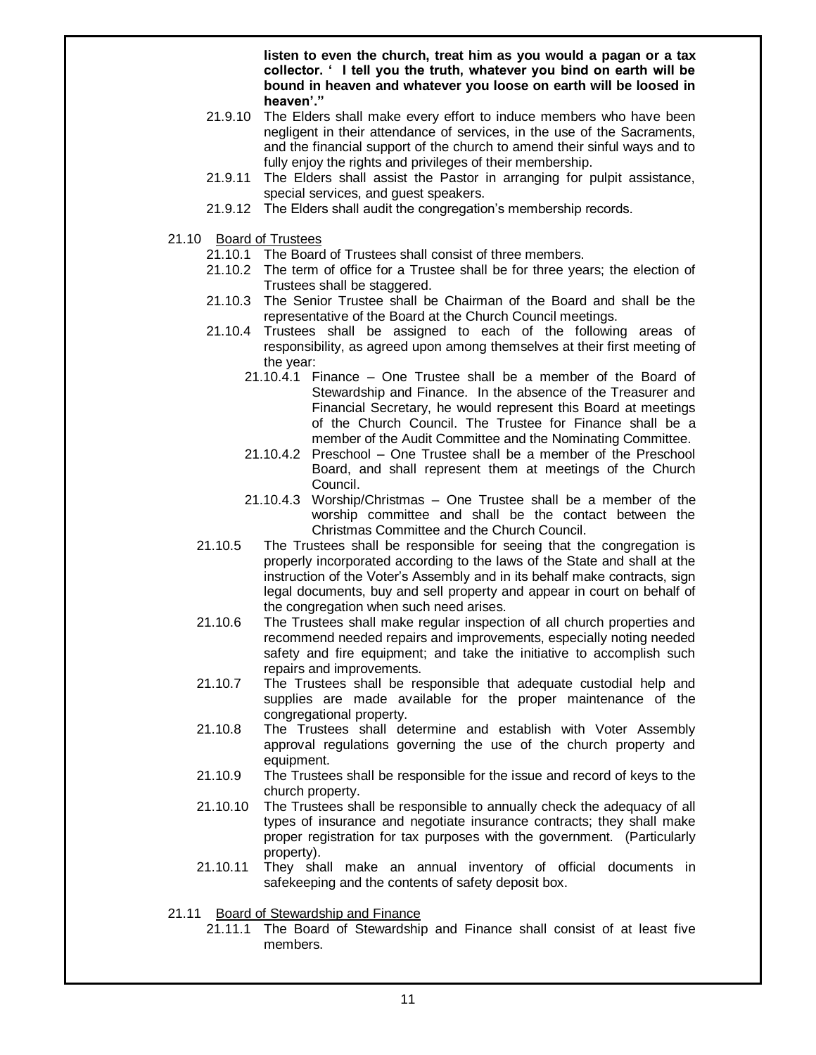**listen to even the church, treat him as you would a pagan or a tax collector. ' I tell you the truth, whatever you bind on earth will be bound in heaven and whatever you loose on earth will be loosed in heaven'."**

- 21.9.10 The Elders shall make every effort to induce members who have been negligent in their attendance of services, in the use of the Sacraments, and the financial support of the church to amend their sinful ways and to fully enjoy the rights and privileges of their membership.
- 21.9.11 The Elders shall assist the Pastor in arranging for pulpit assistance, special services, and guest speakers.
- 21.9.12 The Elders shall audit the congregation's membership records.

21.10 Board of Trustees

- 21.10.1 The Board of Trustees shall consist of three members.
- 21.10.2 The term of office for a Trustee shall be for three years; the election of Trustees shall be staggered.
- 21.10.3 The Senior Trustee shall be Chairman of the Board and shall be the representative of the Board at the Church Council meetings.
- 21.10.4 Trustees shall be assigned to each of the following areas of responsibility, as agreed upon among themselves at their first meeting of the year:
  - 21.10.4.1 Finance – One Trustee shall be a member of the Board of Stewardship and Finance. In the absence of the Treasurer and Financial Secretary, he would represent this Board at meetings of the Church Council. The Trustee for Finance shall be a member of the Audit Committee and the Nominating Committee.
  - 21.10.4.2 Preschool – One Trustee shall be a member of the Preschool Board, and shall represent them at meetings of the Church Council.
  - 21.10.4.3 Worship/Christmas – One Trustee shall be a member of the worship committee and shall be the contact between the Christmas Committee and the Church Council.
- 21.10.5 The Trustees shall be responsible for seeing that the congregation is properly incorporated according to the laws of the State and shall at the instruction of the Voter's Assembly and in its behalf make contracts, sign legal documents, buy and sell property and appear in court on behalf of the congregation when such need arises.
- 21.10.6 The Trustees shall make regular inspection of all church properties and recommend needed repairs and improvements, especially noting needed safety and fire equipment; and take the initiative to accomplish such repairs and improvements.
- 21.10.7 The Trustees shall be responsible that adequate custodial help and supplies are made available for the proper maintenance of the congregational property.
- 21.10.8 The Trustees shall determine and establish with Voter Assembly approval regulations governing the use of the church property and equipment.
- 21.10.9 The Trustees shall be responsible for the issue and record of keys to the church property.
- 21.10.10 The Trustees shall be responsible to annually check the adequacy of all types of insurance and negotiate insurance contracts; they shall make proper registration for tax purposes with the government. (Particularly property).
- 21.10.11 They shall make an annual inventory of official documents in safekeeping and the contents of safety deposit box.

21.11 Board of Stewardship and Finance

- 21.11.1 The Board of Stewardship and Finance shall consist of at least five members.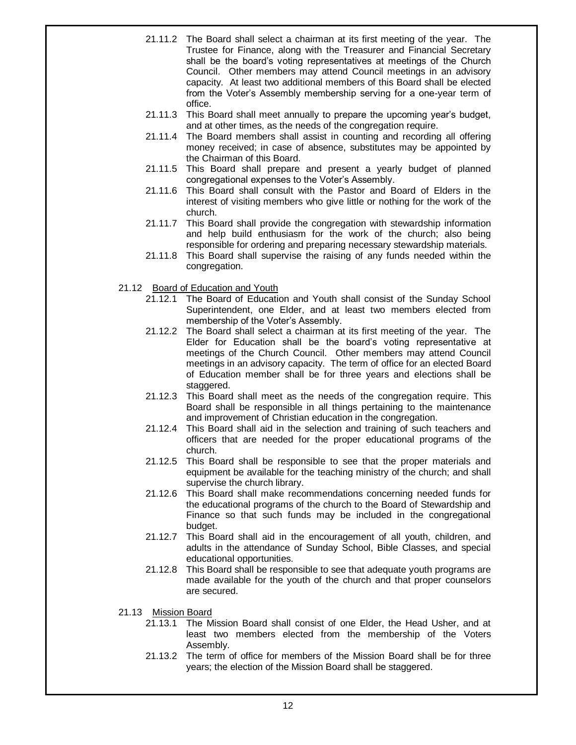21.11.2 The Board shall select a chairman at its first meeting of the year. The Trustee for Finance, along with the Treasurer and Financial Secretary shall be the board's voting representatives at meetings of the Church Council. Other members may attend Council meetings in an advisory capacity. At least two additional members of this Board shall be elected from the Voter's Assembly membership serving for a one-year term of office.

21.11.3 This Board shall meet annually to prepare the upcoming year's budget, and at other times, as the needs of the congregation require.

21.11.4 The Board members shall assist in counting and recording all offering money received; in case of absence, substitutes may be appointed by the Chairman of this Board.

21.11.5 This Board shall prepare and present a yearly budget of planned congregational expenses to the Voter's Assembly.

21.11.6 This Board shall consult with the Pastor and Board of Elders in the interest of visiting members who give little or nothing for the work of the church.

21.11.7 This Board shall provide the congregation with stewardship information and help build enthusiasm for the work of the church; also being responsible for ordering and preparing necessary stewardship materials.

21.11.8 This Board shall supervise the raising of any funds needed within the congregation.

21.12 Board of Education and Youth

21.12.1 The Board of Education and Youth shall consist of the Sunday School Superintendent, one Elder, and at least two members elected from membership of the Voter's Assembly.

21.12.2 The Board shall select a chairman at its first meeting of the year. The Elder for Education shall be the board's voting representative at meetings of the Church Council. Other members may attend Council meetings in an advisory capacity. The term of office for an elected Board of Education member shall be for three years and elections shall be staggered.

21.12.3 This Board shall meet as the needs of the congregation require. This Board shall be responsible in all things pertaining to the maintenance and improvement of Christian education in the congregation.

21.12.4 This Board shall aid in the selection and training of such teachers and officers that are needed for the proper educational programs of the church.

21.12.5 This Board shall be responsible to see that the proper materials and equipment be available for the teaching ministry of the church; and shall supervise the church library.

21.12.6 This Board shall make recommendations concerning needed funds for the educational programs of the church to the Board of Stewardship and Finance so that such funds may be included in the congregational budget.

21.12.7 This Board shall aid in the encouragement of all youth, children, and adults in the attendance of Sunday School, Bible Classes, and special educational opportunities.

21.12.8 This Board shall be responsible to see that adequate youth programs are made available for the youth of the church and that proper counselors are secured.

21.13 Mission Board

21.13.1 The Mission Board shall consist of one Elder, the Head Usher, and at least two members elected from the membership of the Voters Assembly.

21.13.2 The term of office for members of the Mission Board shall be for three years; the election of the Mission Board shall be staggered.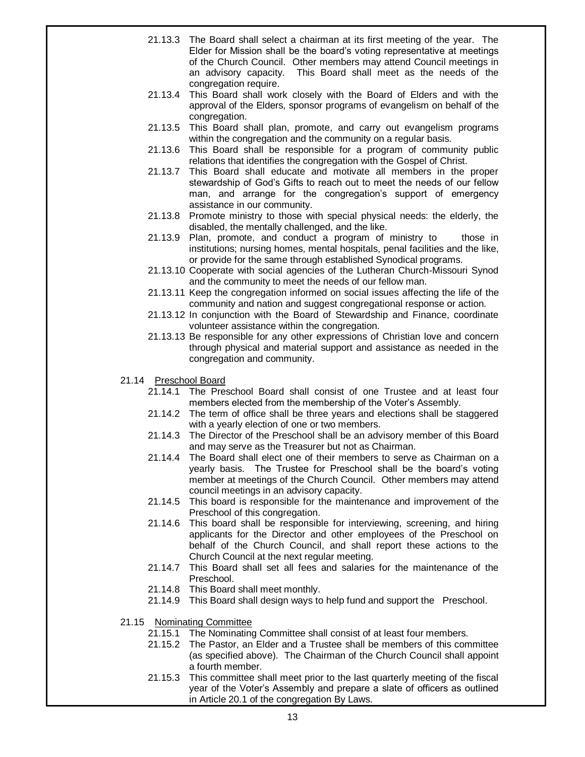21.13.3 The Board shall select a chairman at its first meeting of the year. The Elder for Mission shall be the board's voting representative at meetings of the Church Council. Other members may attend Council meetings in an advisory capacity. This Board shall meet as the needs of the congregation require.

21.13.4 This Board shall work closely with the Board of Elders and with the approval of the Elders, sponsor programs of evangelism on behalf of the congregation.

21.13.5 This Board shall plan, promote, and carry out evangelism programs within the congregation and the community on a regular basis.

21.13.6 This Board shall be responsible for a program of community public relations that identifies the congregation with the Gospel of Christ.

21.13.7 This Board shall educate and motivate all members in the proper stewardship of God's Gifts to reach out to meet the needs of our fellow man, and arrange for the congregation's support of emergency assistance in our community.

21.13.8 Promote ministry to those with special physical needs: the elderly, the disabled, the mentally challenged, and the like.

21.13.9 Plan, promote, and conduct a program of ministry to those in institutions; nursing homes, mental hospitals, penal facilities and the like, or provide for the same through established Synodical programs.

21.13.10 Cooperate with social agencies of the Lutheran Church-Missouri Synod and the community to meet the needs of our fellow man.

21.13.11 Keep the congregation informed on social issues affecting the life of the community and nation and suggest congregational response or action.

21.13.12 In conjunction with the Board of Stewardship and Finance, coordinate volunteer assistance within the congregation.

21.13.13 Be responsible for any other expressions of Christian love and concern through physical and material support and assistance as needed in the congregation and community.

21.14 <u>Preschool Board</u>

21.14.1 The Preschool Board shall consist of one Trustee and at least four members elected from the membership of the Voter's Assembly.

21.14.2 The term of office shall be three years and elections shall be staggered with a yearly election of one or two members.

21.14.3 The Director of the Preschool shall be an advisory member of this Board and may serve as the Treasurer but not as Chairman.

21.14.4 The Board shall elect one of their members to serve as Chairman on a yearly basis. The Trustee for Preschool shall be the board's voting member at meetings of the Church Council. Other members may attend council meetings in an advisory capacity.

21.14.5 This board is responsible for the maintenance and improvement of the Preschool of this congregation.

21.14.6 This board shall be responsible for interviewing, screening, and hiring applicants for the Director and other employees of the Preschool on behalf of the Church Council, and shall report these actions to the Church Council at the next regular meeting.

21.14.7 This Board shall set all fees and salaries for the maintenance of the Preschool.

21.14.8 This Board shall meet monthly.

21.14.9 This Board shall design ways to help fund and support the Preschool.

21.15 <u>Nominating Committee</u>

21.15.1 The Nominating Committee shall consist of at least four members.

21.15.2 The Pastor, an Elder and a Trustee shall be members of this committee (as specified above). The Chairman of the Church Council shall appoint a fourth member.

21.15.3 This committee shall meet prior to the last quarterly meeting of the fiscal year of the Voter's Assembly and prepare a slate of officers as outlined in Article 20.1 of the congregation By Laws.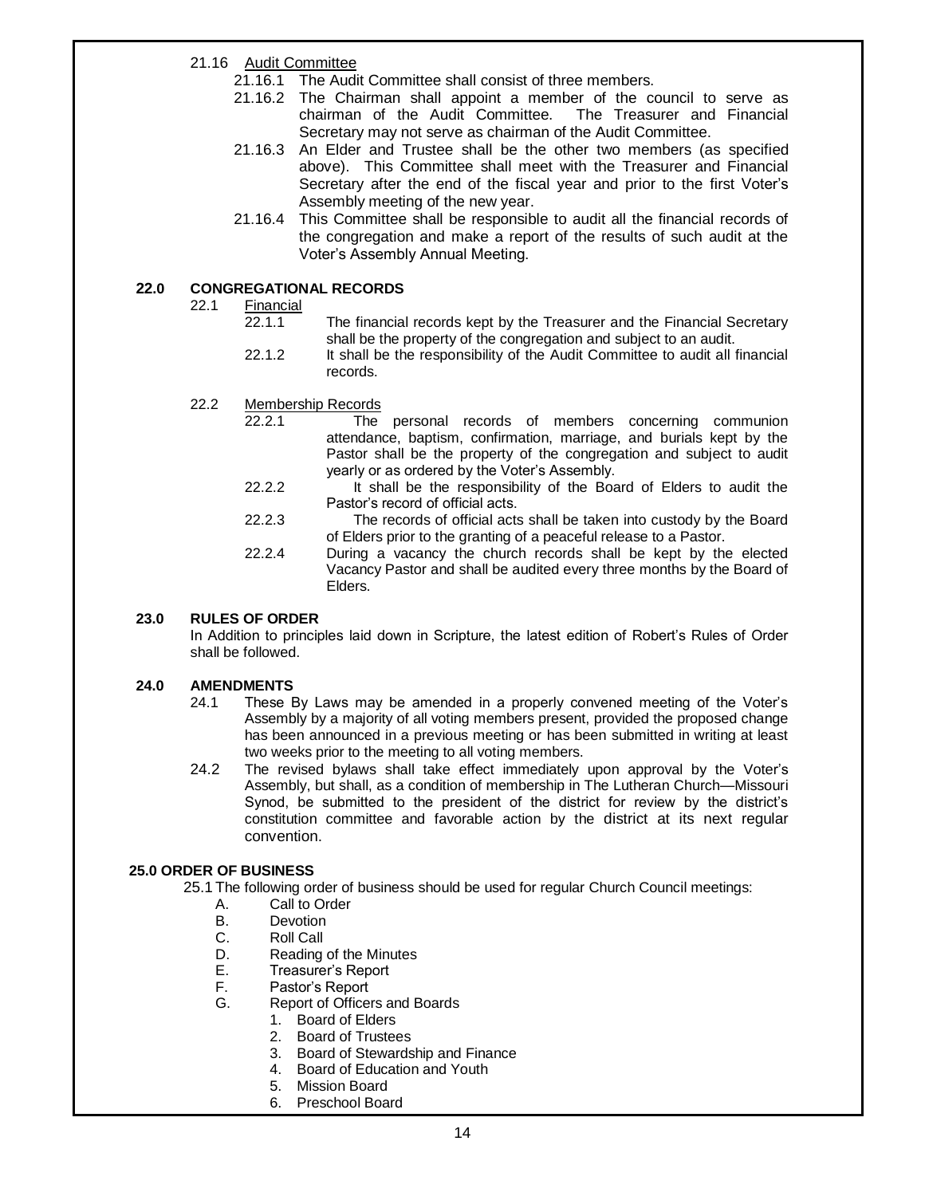21.16 Audit Committee

21.16.1 The Audit Committee shall consist of three members.

21.16.2 The Chairman shall appoint a member of the council to serve as chairman of the Audit Committee. The Treasurer and Financial Secretary may not serve as chairman of the Audit Committee.

21.16.3 An Elder and Trustee shall be the other two members (as specified above). This Committee shall meet with the Treasurer and Financial Secretary after the end of the fiscal year and prior to the first Voter's Assembly meeting of the new year.

21.16.4 This Committee shall be responsible to audit all the financial records of the congregation and make a report of the results of such audit at the Voter's Assembly Annual Meeting.

## 22.0 CONGREGATIONAL RECORDS

22.1 Financial

22.1.1 The financial records kept by the Treasurer and the Financial Secretary shall be the property of the congregation and subject to an audit.

22.1.2 It shall be the responsibility of the Audit Committee to audit all financial records.

22.2 Membership Records

22.2.1 The personal records of members concerning communion attendance, baptism, confirmation, marriage, and burials kept by the Pastor shall be the property of the congregation and subject to audit yearly or as ordered by the Voter's Assembly.

22.2.2 It shall be the responsibility of the Board of Elders to audit the Pastor's record of official acts.

22.2.3 The records of official acts shall be taken into custody by the Board of Elders prior to the granting of a peaceful release to a Pastor.

22.2.4 During a vacancy the church records shall be kept by the elected Vacancy Pastor and shall be audited every three months by the Board of Elders.

## 23.0 RULES OF ORDER

In Addition to principles laid down in Scripture, the latest edition of Robert's Rules of Order shall be followed.

## 24.0 AMENDMENTS

24.1 These By Laws may be amended in a properly convened meeting of the Voter's Assembly by a majority of all voting members present, provided the proposed change has been announced in a previous meeting or has been submitted in writing at least two weeks prior to the meeting to all voting members.

24.2 The revised bylaws shall take effect immediately upon approval by the Voter's Assembly, but shall, as a condition of membership in The Lutheran Church—Missouri Synod, be submitted to the president of the district for review by the district's constitution committee and favorable action by the district at its next regular convention.

## 25.0 ORDER OF BUSINESS

25.1 The following order of business should be used for regular Church Council meetings:

- A. Call to Order
- B. Devotion
- C. Roll Call
- D. Reading of the Minutes
- E. Treasurer's Report
- F. Pastor's Report
- G. Report of Officers and Boards
  1. Board of Elders
  2. Board of Trustees
  3. Board of Stewardship and Finance
  4. Board of Education and Youth
  5. Mission Board
  6. Preschool Board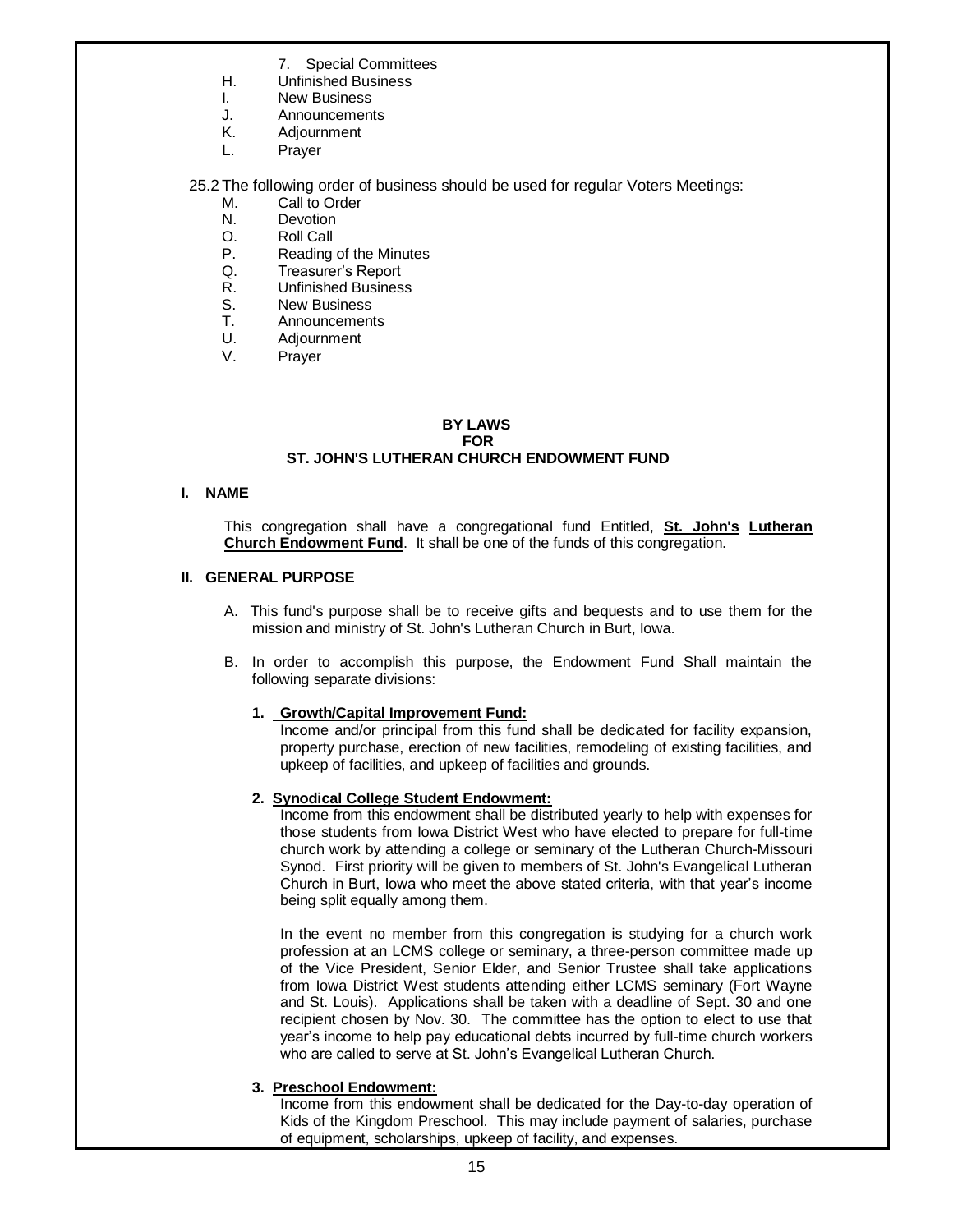7. Special Committees

H. Unfinished Business
I. New Business
J. Announcements
K. Adjournment
L. Prayer

25.2 The following order of business should be used for regular Voters Meetings:

M. Call to Order
N. Devotion
O. Roll Call
P. Reading of the Minutes
Q. Treasurer's Report
R. Unfinished Business
S. New Business
T. Announcements
U. Adjournment
V. Prayer

## BY LAWS
## FOR
## ST. JOHN'S LUTHERAN CHURCH ENDOWMENT FUND

### I. NAME

This congregation shall have a congregational fund Entitled, **St. John's Lutheran Church Endowment Fund**. It shall be one of the funds of this congregation.

### II. GENERAL PURPOSE

A. This fund's purpose shall be to receive gifts and bequests and to use them for the mission and ministry of St. John's Lutheran Church in Burt, Iowa.

B. In order to accomplish this purpose, the Endowment Fund Shall maintain the following separate divisions:

**1. Growth/Capital Improvement Fund:**
Income and/or principal from this fund shall be dedicated for facility expansion, property purchase, erection of new facilities, remodeling of existing facilities, and upkeep of facilities, and upkeep of facilities and grounds.

**2. Synodical College Student Endowment:**
Income from this endowment shall be distributed yearly to help with expenses for those students from Iowa District West who have elected to prepare for full-time church work by attending a college or seminary of the Lutheran Church-Missouri Synod. First priority will be given to members of St. John's Evangelical Lutheran Church in Burt, Iowa who meet the above stated criteria, with that year's income being split equally among them.

In the event no member from this congregation is studying for a church work profession at an LCMS college or seminary, a three-person committee made up of the Vice President, Senior Elder, and Senior Trustee shall take applications from Iowa District West students attending either LCMS seminary (Fort Wayne and St. Louis). Applications shall be taken with a deadline of Sept. 30 and one recipient chosen by Nov. 30. The committee has the option to elect to use that year's income to help pay educational debts incurred by full-time church workers who are called to serve at St. John's Evangelical Lutheran Church.

**3. Preschool Endowment:**
Income from this endowment shall be dedicated for the Day-to-day operation of Kids of the Kingdom Preschool. This may include payment of salaries, purchase of equipment, scholarships, upkeep of facility, and expenses.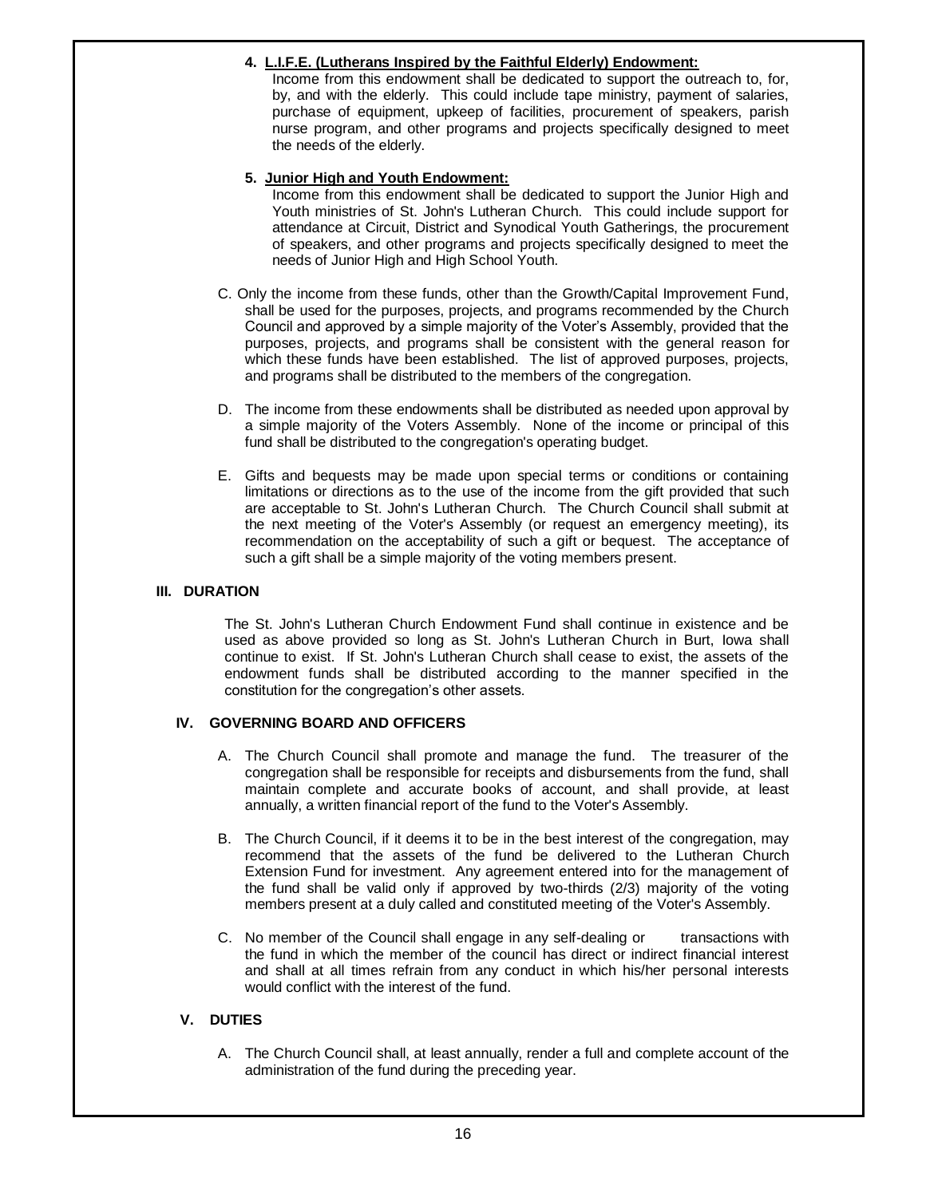**4. L.I.F.E. (Lutherans Inspired by the Faithful Elderly) Endowment:**

Income from this endowment shall be dedicated to support the outreach to, for, by, and with the elderly. This could include tape ministry, payment of salaries, purchase of equipment, upkeep of facilities, procurement of speakers, parish nurse program, and other programs and projects specifically designed to meet the needs of the elderly.

**5. Junior High and Youth Endowment:**

Income from this endowment shall be dedicated to support the Junior High and Youth ministries of St. John's Lutheran Church. This could include support for attendance at Circuit, District and Synodical Youth Gatherings, the procurement of speakers, and other programs and projects specifically designed to meet the needs of Junior High and High School Youth.

C. Only the income from these funds, other than the Growth/Capital Improvement Fund, shall be used for the purposes, projects, and programs recommended by the Church Council and approved by a simple majority of the Voter's Assembly, provided that the purposes, projects, and programs shall be consistent with the general reason for which these funds have been established. The list of approved purposes, projects, and programs shall be distributed to the members of the congregation.

D. The income from these endowments shall be distributed as needed upon approval by a simple majority of the Voters Assembly. None of the income or principal of this fund shall be distributed to the congregation's operating budget.

E. Gifts and bequests may be made upon special terms or conditions or containing limitations or directions as to the use of the income from the gift provided that such are acceptable to St. John's Lutheran Church. The Church Council shall submit at the next meeting of the Voter's Assembly (or request an emergency meeting), its recommendation on the acceptability of such a gift or bequest. The acceptance of such a gift shall be a simple majority of the voting members present.

## III. DURATION

The St. John's Lutheran Church Endowment Fund shall continue in existence and be used as above provided so long as St. John's Lutheran Church in Burt, Iowa shall continue to exist. If St. John's Lutheran Church shall cease to exist, the assets of the endowment funds shall be distributed according to the manner specified in the constitution for the congregation's other assets.

## IV. GOVERNING BOARD AND OFFICERS

A. The Church Council shall promote and manage the fund. The treasurer of the congregation shall be responsible for receipts and disbursements from the fund, shall maintain complete and accurate books of account, and shall provide, at least annually, a written financial report of the fund to the Voter's Assembly.

B. The Church Council, if it deems it to be in the best interest of the congregation, may recommend that the assets of the fund be delivered to the Lutheran Church Extension Fund for investment. Any agreement entered into for the management of the fund shall be valid only if approved by two-thirds (2/3) majority of the voting members present at a duly called and constituted meeting of the Voter's Assembly.

C. No member of the Council shall engage in any self-dealing or transactions with the fund in which the member of the council has direct or indirect financial interest and shall at all times refrain from any conduct in which his/her personal interests would conflict with the interest of the fund.

## V. DUTIES

A. The Church Council shall, at least annually, render a full and complete account of the administration of the fund during the preceding year.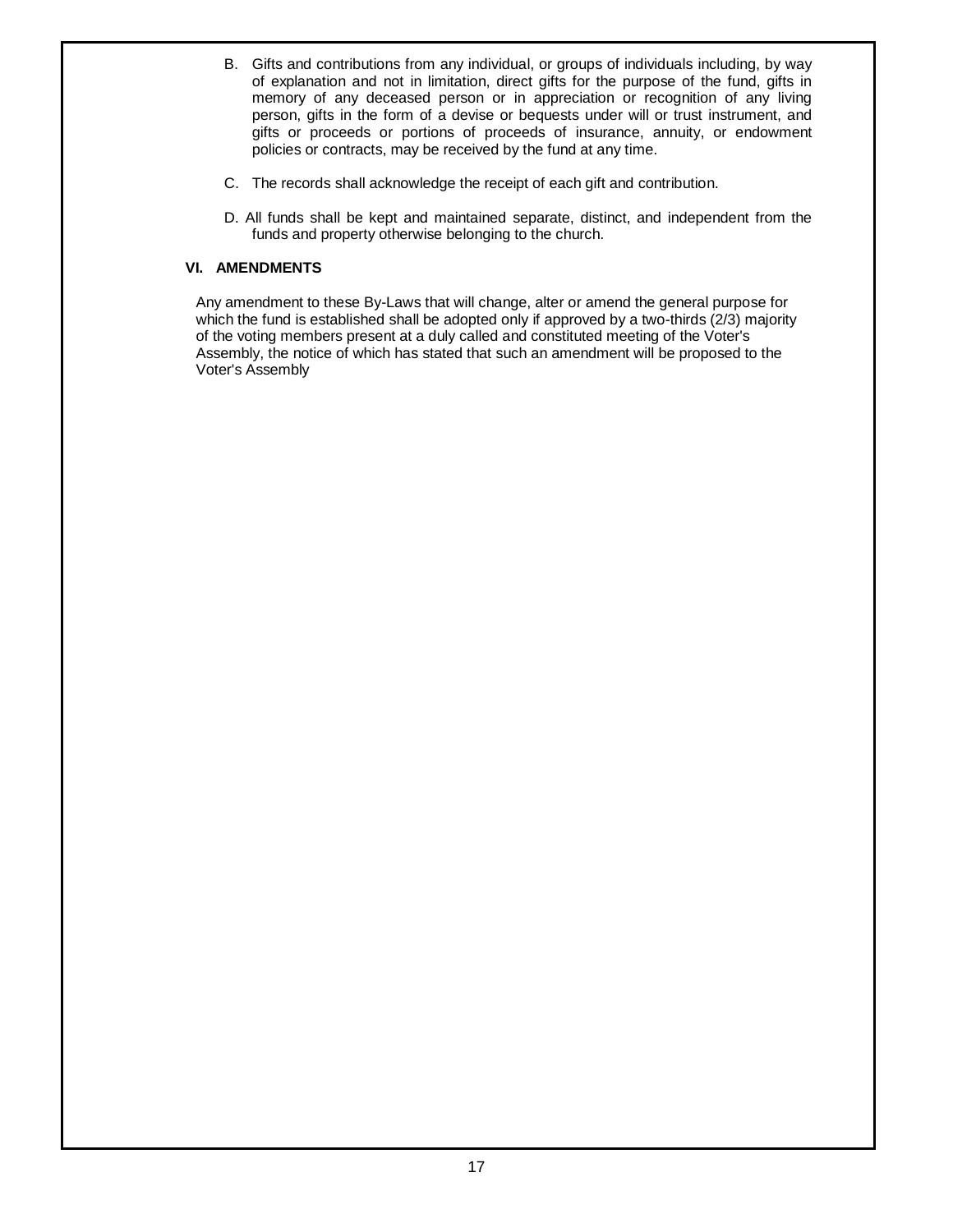B. Gifts and contributions from any individual, or groups of individuals including, by way of explanation and not in limitation, direct gifts for the purpose of the fund, gifts in memory of any deceased person or in appreciation or recognition of any living person, gifts in the form of a devise or bequests under will or trust instrument, and gifts or proceeds or portions of proceeds of insurance, annuity, or endowment policies or contracts, may be received by the fund at any time.

C. The records shall acknowledge the receipt of each gift and contribution.

D. All funds shall be kept and maintained separate, distinct, and independent from the funds and property otherwise belonging to the church.

## VI. AMENDMENTS

Any amendment to these By-Laws that will change, alter or amend the general purpose for which the fund is established shall be adopted only if approved by a two-thirds (2/3) majority of the voting members present at a duly called and constituted meeting of the Voter's Assembly, the notice of which has stated that such an amendment will be proposed to the Voter's Assembly